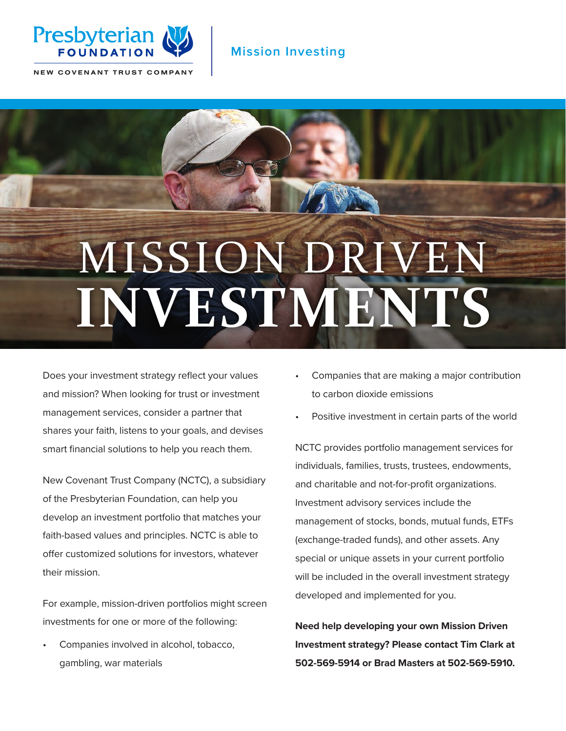Presbyterian FOUNDATION

NEW COVENANT TRUST COMPANY

Mission Investing

# MISSION DRIVEN INVESTMENTS

Does your investment strategy reflect your values and mission? When looking for trust or investment management services, consider a partner that shares your faith, listens to your goals, and devises smart financial solutions to help you reach them.

New Covenant Trust Company (NCTC), a subsidiary of the Presbyterian Foundation, can help you develop an investment portfolio that matches your faith-based values and principles. NCTC is able to offer customized solutions for investors, whatever their mission.

For example, mission-driven portfolios might screen investments for one or more of the following:

- Companies involved in alcohol, tobacco, gambling, war materials
- Companies that are making a major contribution to carbon dioxide emissions
- Positive investment in certain parts of the world

NCTC provides portfolio management services for individuals, families, trusts, trustees, endowments, and charitable and not-for-profit organizations. Investment advisory services include the management of stocks, bonds, mutual funds, ETFs (exchange-traded funds), and other assets. Any special or unique assets in your current portfolio will be included in the overall investment strategy developed and implemented for you.

**Need help developing your own Mission Driven Investment strategy? Please contact Tim Clark at 502-569-5914 or Brad Masters at 502-569-5910.**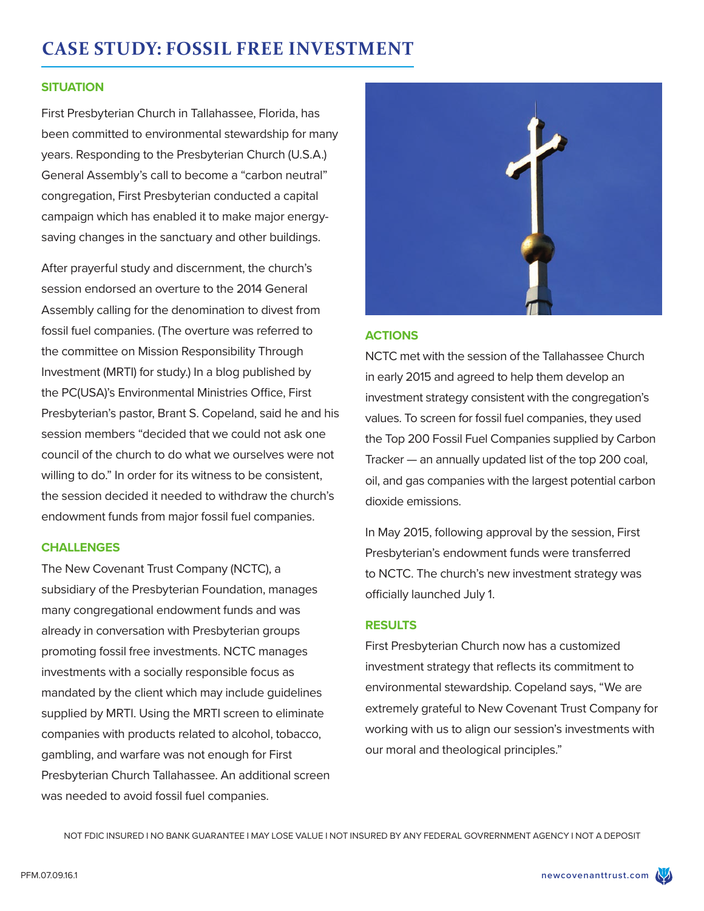# CASE STUDY: FOSSIL FREE INVESTMENT

## SITUATION

First Presbyterian Church in Tallahassee, Florida, has been committed to environmental stewardship for many years. Responding to the Presbyterian Church (U.S.A.) General Assembly's call to become a "carbon neutral" congregation, First Presbyterian conducted a capital campaign which has enabled it to make major energy-saving changes in the sanctuary and other buildings.

After prayerful study and discernment, the church's session endorsed an overture to the 2014 General Assembly calling for the denomination to divest from fossil fuel companies. (The overture was referred to the committee on Mission Responsibility Through Investment (MRTI) for study.) In a blog published by the PC(USA)'s Environmental Ministries Office, First Presbyterian's pastor, Brant S. Copeland, said he and his session members "decided that we could not ask one council of the church to do what we ourselves were not willing to do." In order for its witness to be consistent, the session decided it needed to withdraw the church's endowment funds from major fossil fuel companies.

## CHALLENGES

The New Covenant Trust Company (NCTC), a subsidiary of the Presbyterian Foundation, manages many congregational endowment funds and was already in conversation with Presbyterian groups promoting fossil free investments. NCTC manages investments with a socially responsible focus as mandated by the client which may include guidelines supplied by MRTI. Using the MRTI screen to eliminate companies with products related to alcohol, tobacco, gambling, and warfare was not enough for First Presbyterian Church Tallahassee. An additional screen was needed to avoid fossil fuel companies.

## ACTIONS

NCTC met with the session of the Tallahassee Church in early 2015 and agreed to help them develop an investment strategy consistent with the congregation's values. To screen for fossil fuel companies, they used the Top 200 Fossil Fuel Companies supplied by Carbon Tracker — an annually updated list of the top 200 coal, oil, and gas companies with the largest potential carbon dioxide emissions.

In May 2015, following approval by the session, First Presbyterian's endowment funds were transferred to NCTC. The church's new investment strategy was officially launched July 1.

## RESULTS

First Presbyterian Church now has a customized investment strategy that reflects its commitment to environmental stewardship. Copeland says, "We are extremely grateful to New Covenant Trust Company for working with us to align our session's investments with our moral and theological principles."

NOT FDIC INSURED I NO BANK GUARANTEE I MAY LOSE VALUE I NOT INSURED BY ANY FEDERAL GOVRERNMENT AGENCY I NOT A DEPOSIT

PFM.07.09.16.1

newcovenanttrust.com